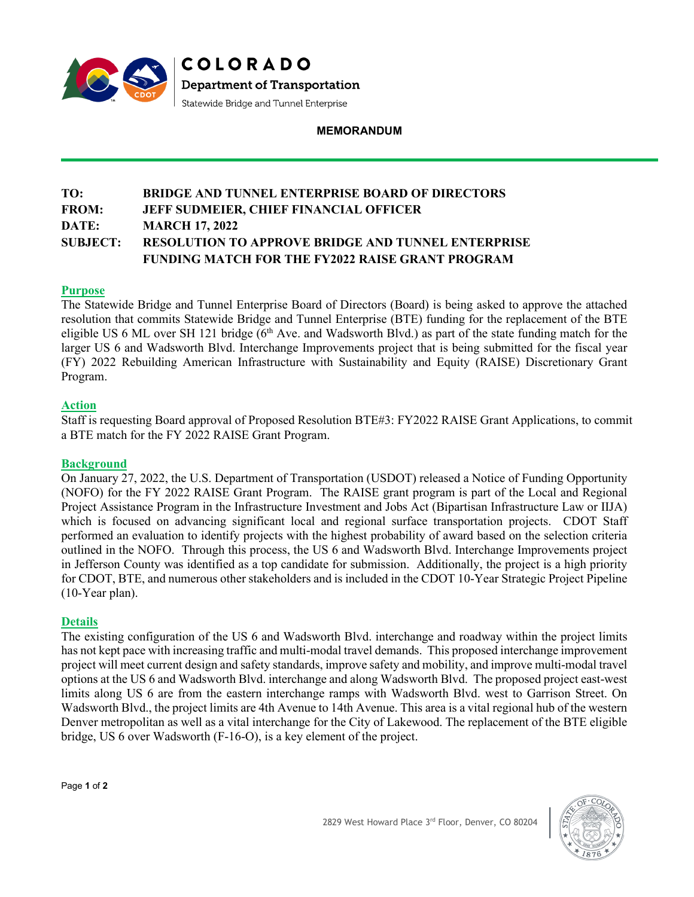COLORADO

Department of Transportation

Statewide Bridge and Tunnel Enterprise

**MEMORANDUM**

**TO:** BRIDGE AND TUNNEL ENTERPRISE BOARD OF DIRECTORS
**FROM:** JEFF SUDMEIER, CHIEF FINANCIAL OFFICER
**DATE:** MARCH 17, 2022
**SUBJECT:** RESOLUTION TO APPROVE BRIDGE AND TUNNEL ENTERPRISE FUNDING MATCH FOR THE FY2022 RAISE GRANT PROGRAM

## Purpose

The Statewide Bridge and Tunnel Enterprise Board of Directors (Board) is being asked to approve the attached resolution that commits Statewide Bridge and Tunnel Enterprise (BTE) funding for the replacement of the BTE eligible US 6 ML over SH 121 bridge (6th Ave. and Wadsworth Blvd.) as part of the state funding match for the larger US 6 and Wadsworth Blvd. Interchange Improvements project that is being submitted for the fiscal year (FY) 2022 Rebuilding American Infrastructure with Sustainability and Equity (RAISE) Discretionary Grant Program.

## Action

Staff is requesting Board approval of Proposed Resolution BTE#3: FY2022 RAISE Grant Applications, to commit a BTE match for the FY 2022 RAISE Grant Program.

## Background

On January 27, 2022, the U.S. Department of Transportation (USDOT) released a Notice of Funding Opportunity (NOFO) for the FY 2022 RAISE Grant Program. The RAISE grant program is part of the Local and Regional Project Assistance Program in the Infrastructure Investment and Jobs Act (Bipartisan Infrastructure Law or IIJA) which is focused on advancing significant local and regional surface transportation projects. CDOT Staff performed an evaluation to identify projects with the highest probability of award based on the selection criteria outlined in the NOFO. Through this process, the US 6 and Wadsworth Blvd. Interchange Improvements project in Jefferson County was identified as a top candidate for submission. Additionally, the project is a high priority for CDOT, BTE, and numerous other stakeholders and is included in the CDOT 10-Year Strategic Project Pipeline (10-Year plan).

## Details

The existing configuration of the US 6 and Wadsworth Blvd. interchange and roadway within the project limits has not kept pace with increasing traffic and multi-modal travel demands. This proposed interchange improvement project will meet current design and safety standards, improve safety and mobility, and improve multi-modal travel options at the US 6 and Wadsworth Blvd. interchange and along Wadsworth Blvd. The proposed project east-west limits along US 6 are from the eastern interchange ramps with Wadsworth Blvd. west to Garrison Street. On Wadsworth Blvd., the project limits are 4th Avenue to 14th Avenue. This area is a vital regional hub of the western Denver metropolitan as well as a vital interchange for the City of Lakewood. The replacement of the BTE eligible bridge, US 6 over Wadsworth (F-16-O), is a key element of the project.

2829 West Howard Place 3rd Floor, Denver, CO 80204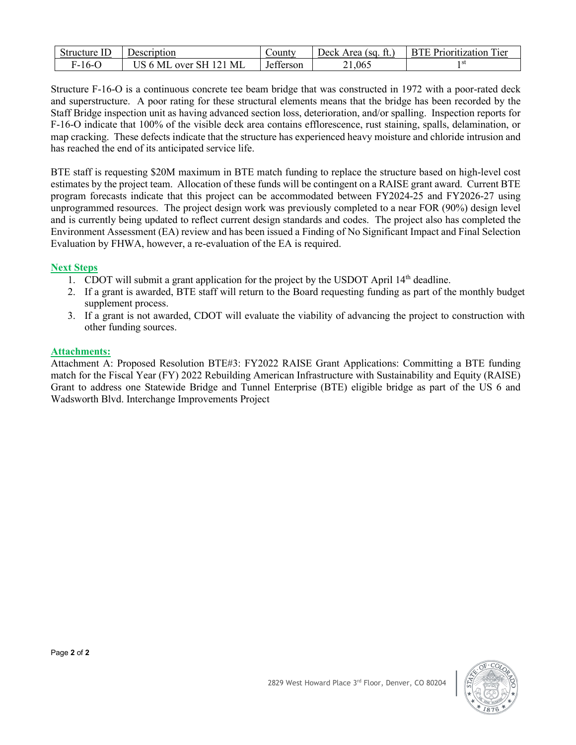| Structure ID | Description | County | Deck Area (sq. ft.) | BTE Prioritization Tier |
|---|---|---|---|---|
| F-16-O | US 6 ML over SH 121 ML | Jefferson | 21,065 | 1st |

Structure F-16-O is a continuous concrete tee beam bridge that was constructed in 1972 with a poor-rated deck and superstructure. A poor rating for these structural elements means that the bridge has been recorded by the Staff Bridge inspection unit as having advanced section loss, deterioration, and/or spalling. Inspection reports for F-16-O indicate that 100% of the visible deck area contains efflorescence, rust staining, spalls, delamination, or map cracking. These defects indicate that the structure has experienced heavy moisture and chloride intrusion and has reached the end of its anticipated service life.

BTE staff is requesting $20M maximum in BTE match funding to replace the structure based on high-level cost estimates by the project team. Allocation of these funds will be contingent on a RAISE grant award. Current BTE program forecasts indicate that this project can be accommodated between FY2024-25 and FY2026-27 using unprogrammed resources. The project design work was previously completed to a near FOR (90%) design level and is currently being updated to reflect current design standards and codes. The project also has completed the Environment Assessment (EA) review and has been issued a Finding of No Significant Impact and Final Selection Evaluation by FHWA, however, a re-evaluation of the EA is required.

## Next Steps

1. CDOT will submit a grant application for the project by the USDOT April 14th deadline.
2. If a grant is awarded, BTE staff will return to the Board requesting funding as part of the monthly budget supplement process.
3. If a grant is not awarded, CDOT will evaluate the viability of advancing the project to construction with other funding sources.

## Attachments:

Attachment A: Proposed Resolution BTE#3: FY2022 RAISE Grant Applications: Committing a BTE funding match for the Fiscal Year (FY) 2022 Rebuilding American Infrastructure with Sustainability and Equity (RAISE) Grant to address one Statewide Bridge and Tunnel Enterprise (BTE) eligible bridge as part of the US 6 and Wadsworth Blvd. Interchange Improvements Project

2829 West Howard Place 3rd Floor, Denver, CO 80204